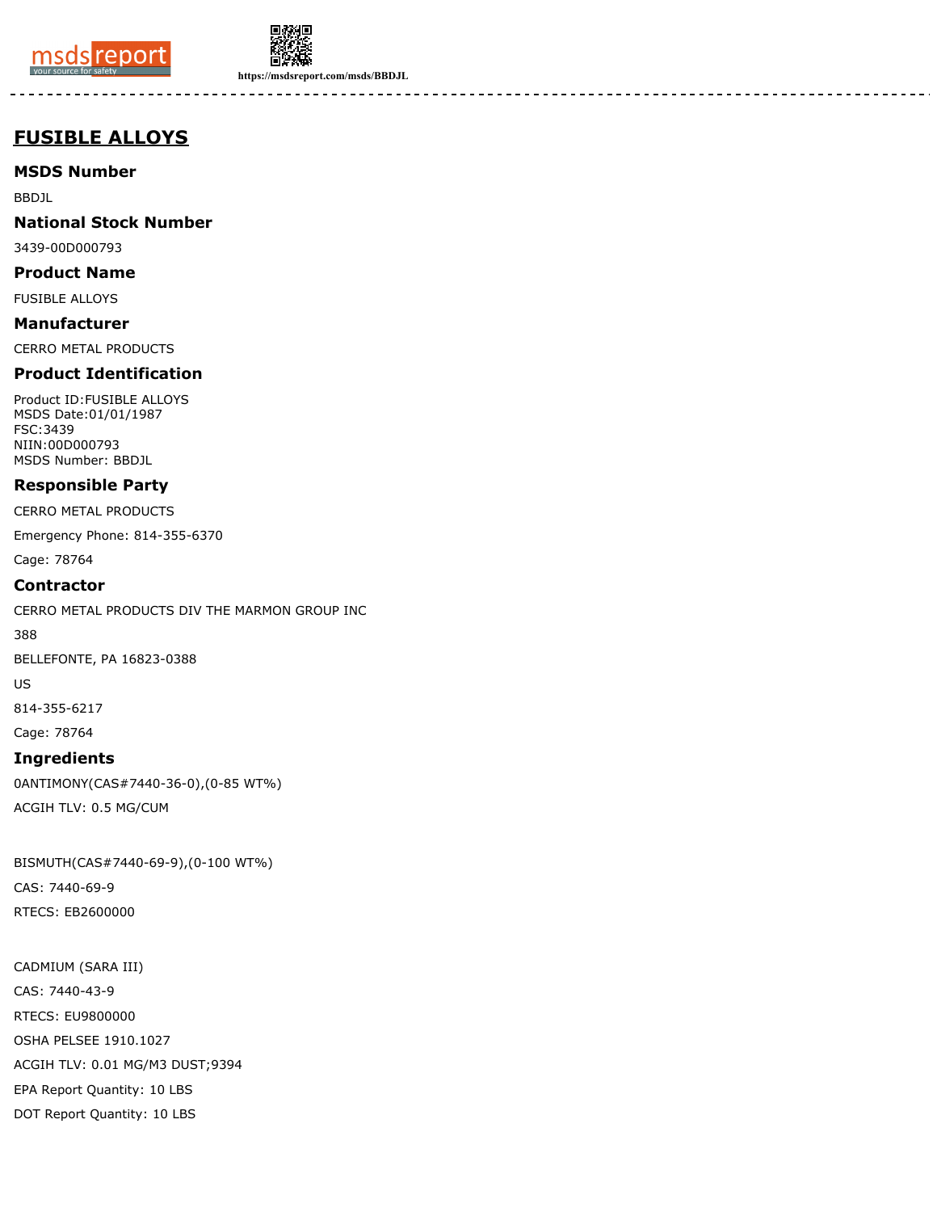# FUSIBLE ALLOYS

### MSDS Number

BBDJL

### National Stock Number

3439-00D000793

### Product Name

FUSIBLE ALLOYS

### Manufacturer

CERRO METAL PRODUCTS

### Product Identification

Product ID:FUSIBLE ALLOYS
MSDS Date:01/01/1987
FSC:3439
NIIN:00D000793
MSDS Number: BBDJL

### Responsible Party

CERRO METAL PRODUCTS

Emergency Phone: 814-355-6370

Cage: 78764

### Contractor

CERRO METAL PRODUCTS DIV THE MARMON GROUP INC

388

BELLEFONTE, PA 16823-0388

US

814-355-6217

Cage: 78764

### Ingredients

0ANTIMONY(CAS#7440-36-0),(0-85 WT%)

ACGIH TLV: 0.5 MG/CUM

BISMUTH(CAS#7440-69-9),(0-100 WT%)

CAS: 7440-69-9

RTECS: EB2600000

CADMIUM (SARA III)

CAS: 7440-43-9

RTECS: EU9800000

OSHA PELSEE 1910.1027

ACGIH TLV: 0.01 MG/M3 DUST;9394

EPA Report Quantity: 10 LBS

DOT Report Quantity: 10 LBS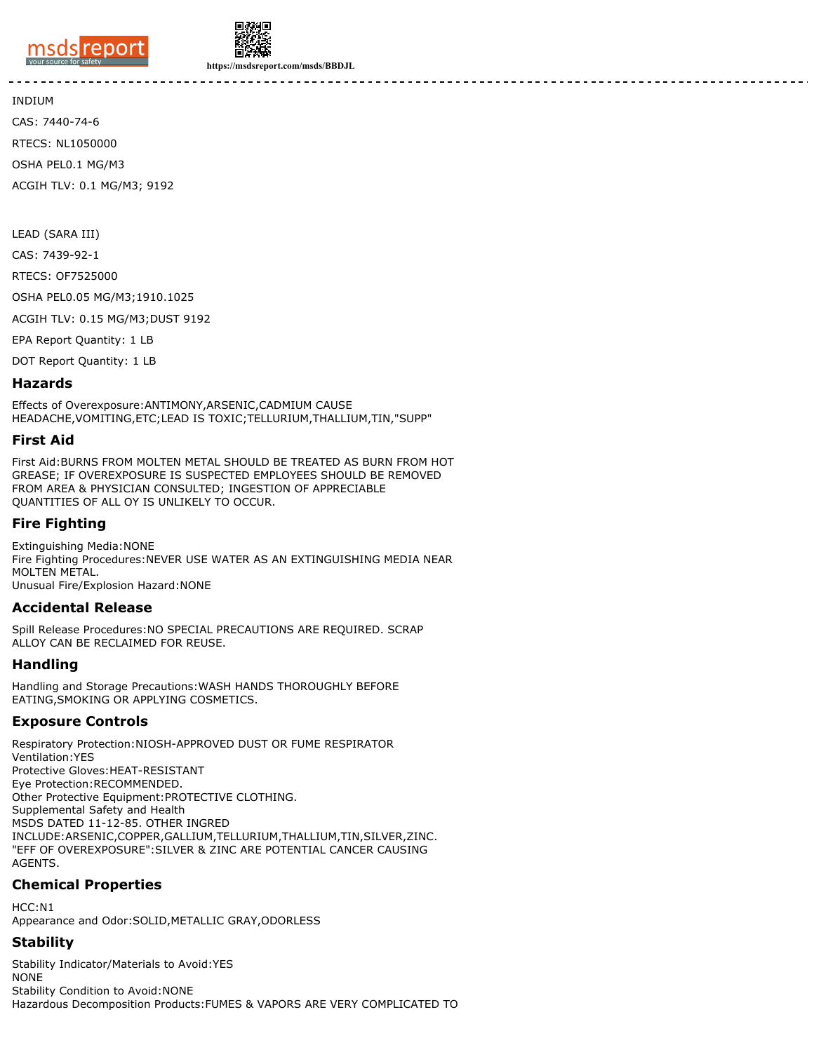INDIUM

CAS: 7440-74-6

RTECS: NL1050000

OSHA PEL0.1 MG/M3

ACGIH TLV: 0.1 MG/M3; 9192

LEAD (SARA III)

CAS: 7439-92-1

RTECS: OF7525000

OSHA PEL0.05 MG/M3;1910.1025

ACGIH TLV: 0.15 MG/M3;DUST 9192

EPA Report Quantity: 1 LB

DOT Report Quantity: 1 LB

## Hazards

Effects of Overexposure:ANTIMONY,ARSENIC,CADMIUM CAUSE HEADACHE,VOMITING,ETC;LEAD IS TOXIC;TELLURIUM,THALLIUM,TIN,"SUPP"

## First Aid

First Aid:BURNS FROM MOLTEN METAL SHOULD BE TREATED AS BURN FROM HOT GREASE; IF OVEREXPOSURE IS SUSPECTED EMPLOYEES SHOULD BE REMOVED FROM AREA & PHYSICIAN CONSULTED; INGESTION OF APPRECIABLE QUANTITIES OF ALL OY IS UNLIKELY TO OCCUR.

## Fire Fighting

Extinguishing Media:NONE
Fire Fighting Procedures:NEVER USE WATER AS AN EXTINGUISHING MEDIA NEAR MOLTEN METAL.
Unusual Fire/Explosion Hazard:NONE

## Accidental Release

Spill Release Procedures:NO SPECIAL PRECAUTIONS ARE REQUIRED. SCRAP ALLOY CAN BE RECLAIMED FOR REUSE.

## Handling

Handling and Storage Precautions:WASH HANDS THOROUGHLY BEFORE EATING,SMOKING OR APPLYING COSMETICS.

## Exposure Controls

Respiratory Protection:NIOSH-APPROVED DUST OR FUME RESPIRATOR
Ventilation:YES
Protective Gloves:HEAT-RESISTANT
Eye Protection:RECOMMENDED.
Other Protective Equipment:PROTECTIVE CLOTHING.
Supplemental Safety and Health
MSDS DATED 11-12-85. OTHER INGRED INCLUDE:ARSENIC,COPPER,GALLIUM,TELLURIUM,THALLIUM,TIN,SILVER,ZINC. "EFF OF OVEREXPOSURE":SILVER & ZINC ARE POTENTIAL CANCER CAUSING AGENTS.

## Chemical Properties

HCC:N1
Appearance and Odor:SOLID,METALLIC GRAY,ODORLESS

## Stability

Stability Indicator/Materials to Avoid:YES
NONE
Stability Condition to Avoid:NONE
Hazardous Decomposition Products:FUMES & VAPORS ARE VERY COMPLICATED TO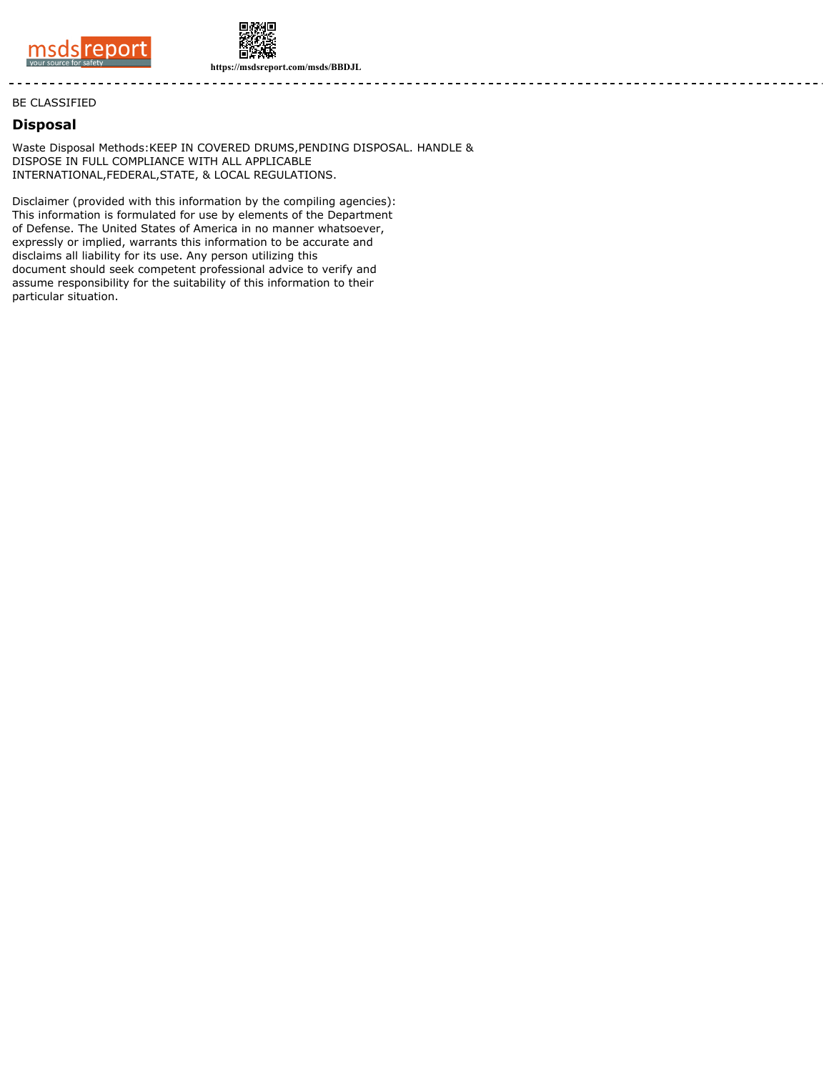BE CLASSIFIED

## Disposal

Waste Disposal Methods:KEEP IN COVERED DRUMS,PENDING DISPOSAL. HANDLE & DISPOSE IN FULL COMPLIANCE WITH ALL APPLICABLE INTERNATIONAL,FEDERAL,STATE, & LOCAL REGULATIONS.

Disclaimer (provided with this information by the compiling agencies): This information is formulated for use by elements of the Department of Defense. The United States of America in no manner whatsoever, expressly or implied, warrants this information to be accurate and disclaims all liability for its use. Any person utilizing this document should seek competent professional advice to verify and assume responsibility for the suitability of this information to their particular situation.